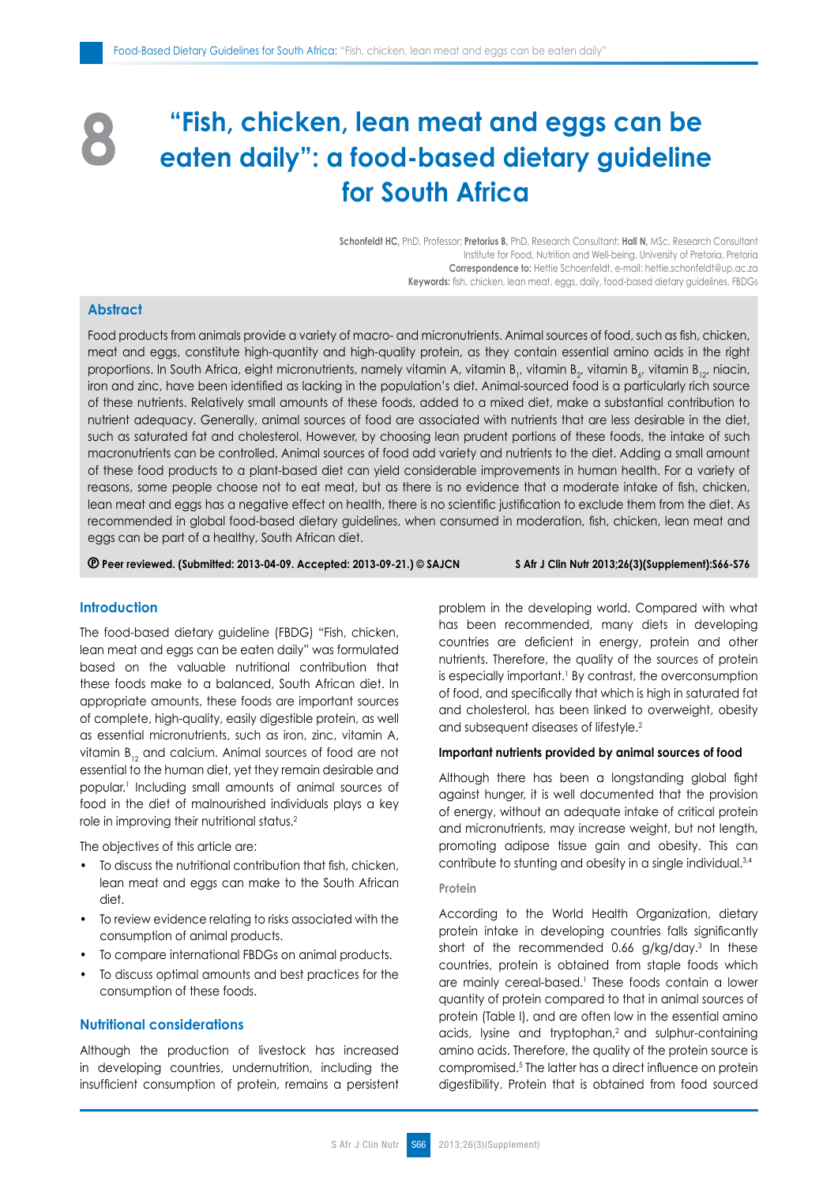# 8 "Fish, chicken, lean meat and eggs can be eaten daily": a food-based dietary guideline for South Africa

**Schonfeldt HC**, PhD, Professor; **Pretorius B**, PhD, Research Consultant; **Hall N**, MSc, Research Consultant
Institute for Food, Nutrition and Well-being, University of Pretoria, Pretoria
**Correspondence to:** Hettie Schoenfeldt, e-mail: hettie.schonfeldt@up.ac.za
**Keywords:** fish, chicken, lean meat, eggs, daily, food-based dietary guidelines, FBDGs

## Abstract

Food products from animals provide a variety of macro- and micronutrients. Animal sources of food, such as fish, chicken, meat and eggs, constitute high-quantity and high-quality protein, as they contain essential amino acids in the right proportions. In South Africa, eight micronutrients, namely vitamin A, vitamin $B_1$, vitamin $B_2$, vitamin $B_6$, vitamin $B_{12}$, niacin, iron and zinc, have been identified as lacking in the population's diet. Animal-sourced food is a particularly rich source of these nutrients. Relatively small amounts of these foods, added to a mixed diet, make a substantial contribution to nutrient adequacy. Generally, animal sources of food are associated with nutrients that are less desirable in the diet, such as saturated fat and cholesterol. However, by choosing lean prudent portions of these foods, the intake of such macronutrients can be controlled. Animal sources of food add variety and nutrients to the diet. Adding a small amount of these food products to a plant-based diet can yield considerable improvements in human health. For a variety of reasons, some people choose not to eat meat, but as there is no evidence that a moderate intake of fish, chicken, lean meat and eggs has a negative effect on health, there is no scientific justification to exclude them from the diet. As recommended in global food-based dietary guidelines, when consumed in moderation, fish, chicken, lean meat and eggs can be part of a healthy, South African diet.

**Ⓟ Peer reviewed. (Submitted: 2013-04-09. Accepted: 2013-09-21.) © SAJCN** **S Afr J Clin Nutr 2013;26(3)(Supplement):S66-S76**

## Introduction

The food-based dietary guideline (FBDG) "Fish, chicken, lean meat and eggs can be eaten daily" was formulated based on the valuable nutritional contribution that these foods make to a balanced, South African diet. In appropriate amounts, these foods are important sources of complete, high-quality, easily digestible protein, as well as essential micronutrients, such as iron, zinc, vitamin A, vitamin $B_{12}$ and calcium. Animal sources of food are not essential to the human diet, yet they remain desirable and popular.[1] Including small amounts of animal sources of food in the diet of malnourished individuals plays a key role in improving their nutritional status.[2]

The objectives of this article are:

- To discuss the nutritional contribution that fish, chicken, lean meat and eggs can make to the South African diet.
- To review evidence relating to risks associated with the consumption of animal products.
- To compare international FBDGs on animal products.
- To discuss optimal amounts and best practices for the consumption of these foods.

## Nutritional considerations

Although the production of livestock has increased in developing countries, undernutrition, including the insufficient consumption of protein, remains a persistent problem in the developing world. Compared with what has been recommended, many diets in developing countries are deficient in energy, protein and other nutrients. Therefore, the quality of the sources of protein is especially important.[1] By contrast, the overconsumption of food, and specifically that which is high in saturated fat and cholesterol, has been linked to overweight, obesity and subsequent diseases of lifestyle.[2]

### Important nutrients provided by animal sources of food

Although there has been a longstanding global fight against hunger, it is well documented that the provision of energy, without an adequate intake of critical protein and micronutrients, may increase weight, but not length, promoting adipose tissue gain and obesity. This can contribute to stunting and obesity in a single individual.[3,4]

#### Protein

According to the World Health Organization, dietary protein intake in developing countries falls significantly short of the recommended 0.66 g/kg/day.[3] In these countries, protein is obtained from staple foods which are mainly cereal-based.[1] These foods contain a lower quantity of protein compared to that in animal sources of protein (Table I), and are often low in the essential amino acids, lysine and tryptophan,[2] and sulphur-containing amino acids. Therefore, the quality of the protein source is compromised.[5] The latter has a direct influence on protein digestibility. Protein that is obtained from food sourced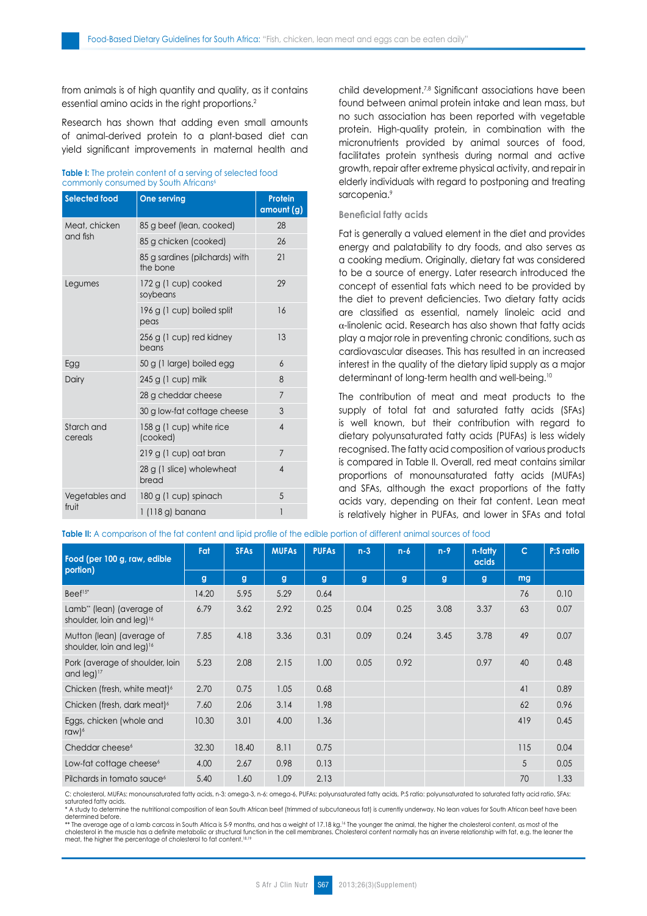from animals is of high quantity and quality, as it contains essential amino acids in the right proportions.[2]

Research has shown that adding even small amounts of animal-derived protein to a plant-based diet can yield significant improvements in maternal health and child development.[7,8] Significant associations have been found between animal protein intake and lean mass, but no such association has been reported with vegetable protein. High-quality protein, in combination with the micronutrients provided by animal sources of food, facilitates protein synthesis during normal and active growth, repair after extreme physical activity, and repair in elderly individuals with regard to postponing and treating sarcopenia.[9]

**Table I:** The protein content of a serving of selected food commonly consumed by South Africans[6]

| Selected food | One serving | Protein amount (g) |
|---|---|---|
| Meat, chicken and fish | 85 g beef (lean, cooked) | 28 |
| | 85 g chicken (cooked) | 26 |
| | 85 g sardines (pilchards) with the bone | 21 |
| Legumes | 172 g (1 cup) cooked soybeans | 29 |
| | 196 g (1 cup) boiled split peas | 16 |
| | 256 g (1 cup) red kidney beans | 13 |
| Egg | 50 g (1 large) boiled egg | 6 |
| Dairy | 245 g (1 cup) milk | 8 |
| | 28 g cheddar cheese | 7 |
| | 30 g low-fat cottage cheese | 3 |
| Starch and cereals | 158 g (1 cup) white rice (cooked) | 4 |
| | 219 g (1 cup) oat bran | 7 |
| | 28 g (1 slice) wholewheat bread | 4 |
| Vegetables and fruit | 180 g (1 cup) spinach | 5 |
| | 1 (118 g) banana | 1 |

### Beneficial fatty acids

Fat is generally a valued element in the diet and provides energy and palatability to dry foods, and also serves as a cooking medium. Originally, dietary fat was considered to be a source of energy. Later research introduced the concept of essential fats which need to be provided by the diet to prevent deficiencies. Two dietary fatty acids are classified as essential, namely linoleic acid and α-linolenic acid. Research has also shown that fatty acids play a major role in preventing chronic conditions, such as cardiovascular diseases. This has resulted in an increased interest in the quality of the dietary lipid supply as a major determinant of long-term health and well-being.[10]

The contribution of meat and meat products to the supply of total fat and saturated fatty acids (SFAs) is well known, but their contribution with regard to dietary polyunsaturated fatty acids (PUFAs) is less widely recognised. The fatty acid composition of various products is compared in Table II. Overall, red meat contains similar proportions of monounsaturated fatty acids (MUFAs) and SFAs, although the exact proportions of the fatty acids vary, depending on their fat content. Lean meat is relatively higher in PUFAs, and lower in SFAs and total

**Table II:** A comparison of the fat content and lipid profile of the edible portion of different animal sources of food

| Food (per 100 g, raw, edible portion) | Fat | SFAs | MUFAs | PUFAs | n-3 | n-6 | n-9 | n-fatty acids | C | P:S ratio |
|---|---|---|---|---|---|---|---|---|---|---|
| | g | g | g | g | g | g | g | g | mg | |
| Beef[15]* | 14.20 | 5.95 | 5.29 | 0.64 | | | | | 76 | 0.10 |
| Lamb** (lean) (average of shoulder, loin and leg)[16] | 6.79 | 3.62 | 2.92 | 0.25 | 0.04 | 0.25 | 3.08 | 3.37 | 63 | 0.07 |
| Mutton (lean) (average of shoulder, loin and leg)[16] | 7.85 | 4.18 | 3.36 | 0.31 | 0.09 | 0.24 | 3.45 | 3.78 | 49 | 0.07 |
| Pork (average of shoulder, loin and leg)[17] | 5.23 | 2.08 | 2.15 | 1.00 | 0.05 | 0.92 | | 0.97 | 40 | 0.48 |
| Chicken (fresh, white meat)[6] | 2.70 | 0.75 | 1.05 | 0.68 | | | | | 41 | 0.89 |
| Chicken (fresh, dark meat)[6] | 7.60 | 2.06 | 3.14 | 1.98 | | | | | 62 | 0.96 |
| Eggs, chicken (whole and raw)[6] | 10.30 | 3.01 | 4.00 | 1.36 | | | | | 419 | 0.45 |
| Cheddar cheese[6] | 32.30 | 18.40 | 8.11 | 0.75 | | | | | 115 | 0.04 |
| Low-fat cottage cheese[6] | 4.00 | 2.67 | 0.98 | 0.13 | | | | | 5 | 0.05 |
| Pilchards in tomato sauce[6] | 5.40 | 1.60 | 1.09 | 2.13 | | | | | 70 | 1.33 |

C: cholesterol, MUFAs: monounsaturated fatty acids, n-3: omega-3, n-6: omega-6, PUFAs: polyunsaturated fatty acids, P:S ratio: polyunsaturated to saturated fatty acid ratio, SFAs: saturated fatty acids.

\* A study to determine the nutritional composition of lean South African beef (trimmed of subcutaneous fat) is currently underway. No lean values for South African beef have been determined before.

\*\* The average age of a lamb carcass in South Africa is 5-9 months, and has a weight of 17.18 kg.[16] The younger the animal, the higher the cholesterol content, as most of the cholesterol in the muscle has a definite metabolic or structural function in the cell membranes. Cholesterol content normally has an inverse relationship with fat, e.g. the leaner the meat, the higher the percentage of cholesterol to fat content.[18,19]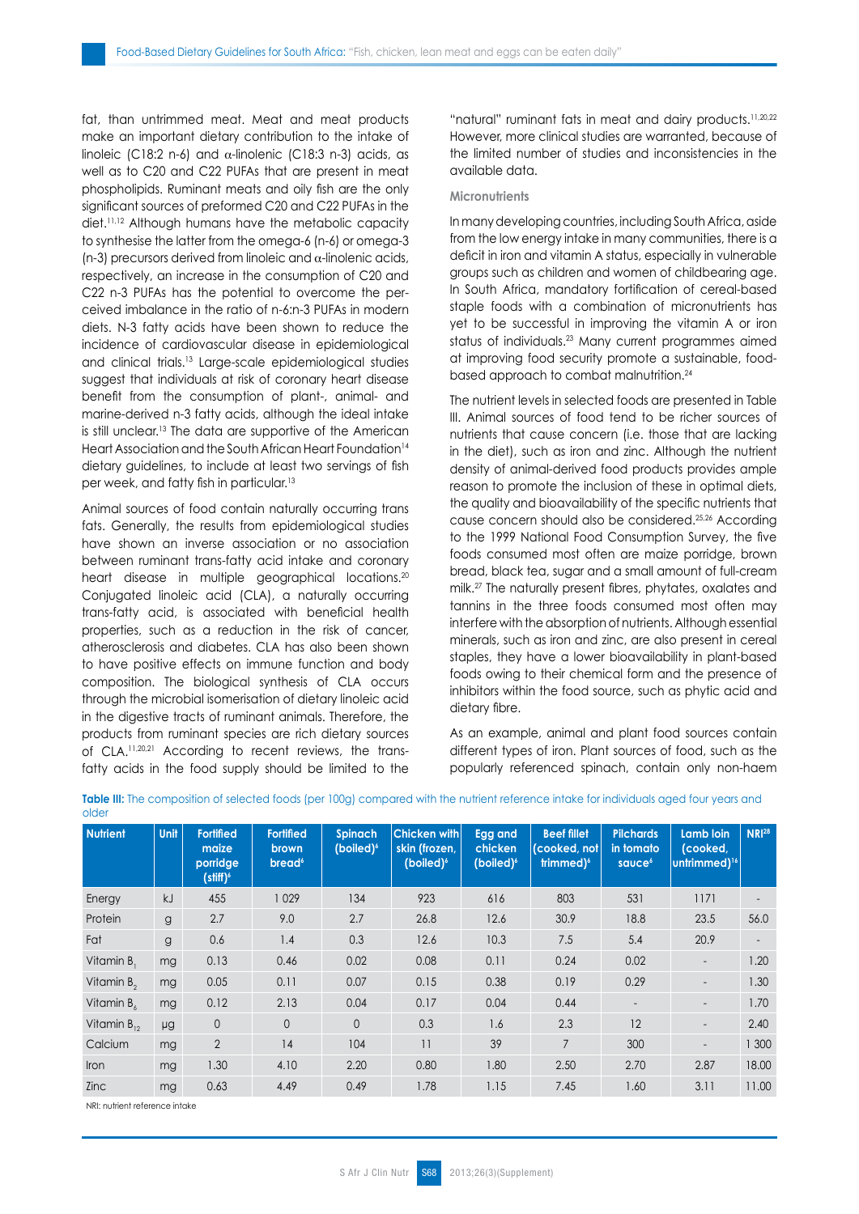fat, than untrimmed meat. Meat and meat products make an important dietary contribution to the intake of linoleic (C18:2 n-6) and α-linolenic (C18:3 n-3) acids, as well as to C20 and C22 PUFAs that are present in meat phospholipids. Ruminant meats and oily fish are the only significant sources of preformed C20 and C22 PUFAs in the diet.[11,12] Although humans have the metabolic capacity to synthesise the latter from the omega-6 (n-6) or omega-3 (n-3) precursors derived from linoleic and α-linolenic acids, respectively, an increase in the consumption of C20 and C22 n-3 PUFAs has the potential to overcome the perceived imbalance in the ratio of n-6:n-3 PUFAs in modern diets. N-3 fatty acids have been shown to reduce the incidence of cardiovascular disease in epidemiological and clinical trials.[13] Large-scale epidemiological studies suggest that individuals at risk of coronary heart disease benefit from the consumption of plant-, animal- and marine-derived n-3 fatty acids, although the ideal intake is still unclear.[13] The data are supportive of the American Heart Association and the South African Heart Foundation[14] dietary guidelines, to include at least two servings of fish per week, and fatty fish in particular.[13]

Animal sources of food contain naturally occurring trans fats. Generally, the results from epidemiological studies have shown an inverse association or no association between ruminant trans-fatty acid intake and coronary heart disease in multiple geographical locations.[20] Conjugated linoleic acid (CLA), a naturally occurring trans-fatty acid, is associated with beneficial health properties, such as a reduction in the risk of cancer, atherosclerosis and diabetes. CLA has also been shown to have positive effects on immune function and body composition. The biological synthesis of CLA occurs through the microbial isomerisation of dietary linoleic acid in the digestive tracts of ruminant animals. Therefore, the products from ruminant species are rich dietary sources of CLA.[11,20,21] According to recent reviews, the trans-fatty acids in the food supply should be limited to the "natural" ruminant fats in meat and dairy products.[11,20,22] However, more clinical studies are warranted, because of the limited number of studies and inconsistencies in the available data.

### Micronutrients

In many developing countries, including South Africa, aside from the low energy intake in many communities, there is a deficit in iron and vitamin A status, especially in vulnerable groups such as children and women of childbearing age. In South Africa, mandatory fortification of cereal-based staple foods with a combination of micronutrients has yet to be successful in improving the vitamin A or iron status of individuals.[23] Many current programmes aimed at improving food security promote a sustainable, food-based approach to combat malnutrition.[24]

The nutrient levels in selected foods are presented in Table III. Animal sources of food tend to be richer sources of nutrients that cause concern (i.e. those that are lacking in the diet), such as iron and zinc. Although the nutrient density of animal-derived food products provides ample reason to promote the inclusion of these in optimal diets, the quality and bioavailability of the specific nutrients that cause concern should also be considered.[25,26] According to the 1999 National Food Consumption Survey, the five foods consumed most often are maize porridge, brown bread, black tea, sugar and a small amount of full-cream milk.[27] The naturally present fibres, phytates, oxalates and tannins in the three foods consumed most often may interfere with the absorption of nutrients. Although essential minerals, such as iron and zinc, are also present in cereal staples, they have a lower bioavailability in plant-based foods owing to their chemical form and the presence of inhibitors within the food source, such as phytic acid and dietary fibre.

As an example, animal and plant food sources contain different types of iron. Plant sources of food, such as the popularly referenced spinach, contain only non-haem

**Table III:** The composition of selected foods (per 100g) compared with the nutrient reference intake for individuals aged four years and older

| Nutrient | Unit | Fortified maize porridge (stiff)[6] | Fortified brown bread[6] | Spinach (boiled)[6] | Chicken with skin (frozen, (boiled)[6] | Egg and chicken (boiled)[6] | Beef fillet (cooked, not trimmed)[6] | Pilchards in tomato sauce[6] | Lamb loin (cooked, untrimmed)[16] | NRI[28] |
|---|---|---|---|---|---|---|---|---|---|---|
| Energy | kJ | 455 | 1 029 | 134 | 923 | 616 | 803 | 531 | 1171 | - |
| Protein | g | 2.7 | 9.0 | 2.7 | 26.8 | 12.6 | 30.9 | 18.8 | 23.5 | 56.0 |
| Fat | g | 0.6 | 1.4 | 0.3 | 12.6 | 10.3 | 7.5 | 5.4 | 20.9 | - |
| Vitamin $B_1$ | mg | 0.13 | 0.46 | 0.02 | 0.08 | 0.11 | 0.24 | 0.02 | - | 1.20 |
| Vitamin $B_2$ | mg | 0.05 | 0.11 | 0.07 | 0.15 | 0.38 | 0.19 | 0.29 | - | 1.30 |
| Vitamin $B_6$ | mg | 0.12 | 2.13 | 0.04 | 0.17 | 0.04 | 0.44 | - | - | 1.70 |
| Vitamin $B_{12}$ | µg | 0 | 0 | 0 | 0.3 | 1.6 | 2.3 | 12 | - | 2.40 |
| Calcium | mg | 2 | 14 | 104 | 11 | 39 | 7 | 300 | - | 1 300 |
| Iron | mg | 1.30 | 4.10 | 2.20 | 0.80 | 1.80 | 2.50 | 2.70 | 2.87 | 18.00 |
| Zinc | mg | 0.63 | 4.49 | 0.49 | 1.78 | 1.15 | 7.45 | 1.60 | 3.11 | 11.00 |

NRI: nutrient reference intake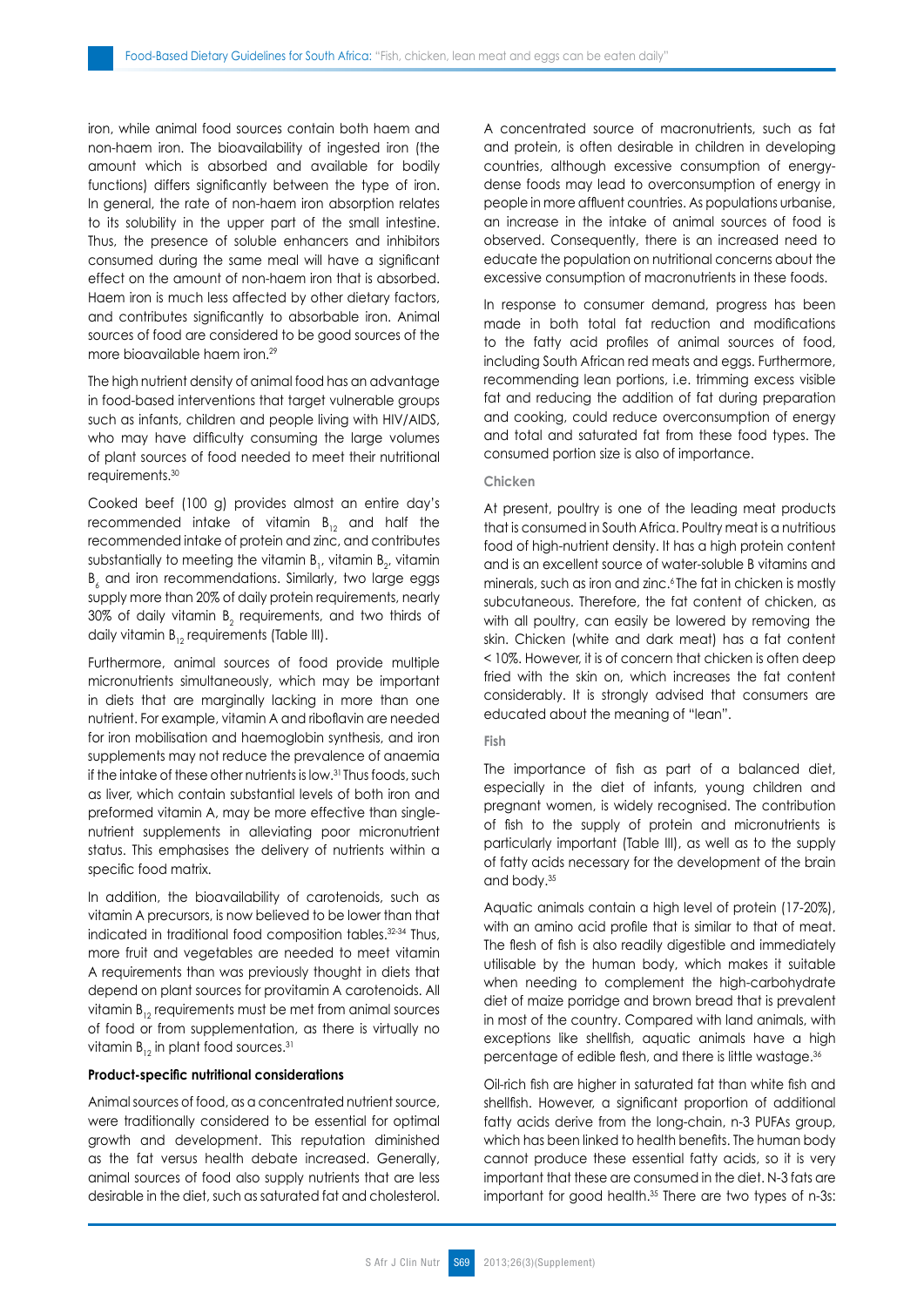iron, while animal food sources contain both haem and non-haem iron. The bioavailability of ingested iron (the amount which is absorbed and available for bodily functions) differs significantly between the type of iron. In general, the rate of non-haem iron absorption relates to its solubility in the upper part of the small intestine. Thus, the presence of soluble enhancers and inhibitors consumed during the same meal will have a significant effect on the amount of non-haem iron that is absorbed. Haem iron is much less affected by other dietary factors, and contributes significantly to absorbable iron. Animal sources of food are considered to be good sources of the more bioavailable haem iron.[29]

The high nutrient density of animal food has an advantage in food-based interventions that target vulnerable groups such as infants, children and people living with HIV/AIDS, who may have difficulty consuming the large volumes of plant sources of food needed to meet their nutritional requirements.[30]

Cooked beef (100 g) provides almost an entire day's recommended intake of vitamin $B_{12}$ and half the recommended intake of protein and zinc, and contributes substantially to meeting the vitamin $B_1$, vitamin $B_2$, vitamin $B_6$ and iron recommendations. Similarly, two large eggs supply more than 20% of daily protein requirements, nearly 30% of daily vitamin $B_2$ requirements, and two thirds of daily vitamin $B_{12}$ requirements (Table III).

Furthermore, animal sources of food provide multiple micronutrients simultaneously, which may be important in diets that are marginally lacking in more than one nutrient. For example, vitamin A and riboflavin are needed for iron mobilisation and haemoglobin synthesis, and iron supplements may not reduce the prevalence of anaemia if the intake of these other nutrients is low.[31] Thus foods, such as liver, which contain substantial levels of both iron and preformed vitamin A, may be more effective than single-nutrient supplements in alleviating poor micronutrient status. This emphasises the delivery of nutrients within a specific food matrix.

In addition, the bioavailability of carotenoids, such as vitamin A precursors, is now believed to be lower than that indicated in traditional food composition tables.[32-34] Thus, more fruit and vegetables are needed to meet vitamin A requirements than was previously thought in diets that depend on plant sources for provitamin A carotenoids. All vitamin $B_{12}$ requirements must be met from animal sources of food or from supplementation, as there is virtually no vitamin $B_{12}$ in plant food sources.[31]

**Product-specific nutritional considerations**

Animal sources of food, as a concentrated nutrient source, were traditionally considered to be essential for optimal growth and development. This reputation diminished as the fat versus health debate increased. Generally, animal sources of food also supply nutrients that are less desirable in the diet, such as saturated fat and cholesterol.

A concentrated source of macronutrients, such as fat and protein, is often desirable in children in developing countries, although excessive consumption of energy-dense foods may lead to overconsumption of energy in people in more affluent countries. As populations urbanise, an increase in the intake of animal sources of food is observed. Consequently, there is an increased need to educate the population on nutritional concerns about the excessive consumption of macronutrients in these foods.

In response to consumer demand, progress has been made in both total fat reduction and modifications to the fatty acid profiles of animal sources of food, including South African red meats and eggs. Furthermore, recommending lean portions, i.e. trimming excess visible fat and reducing the addition of fat during preparation and cooking, could reduce overconsumption of energy and total and saturated fat from these food types. The consumed portion size is also of importance.

**Chicken**

At present, poultry is one of the leading meat products that is consumed in South Africa. Poultry meat is a nutritious food of high-nutrient density. It has a high protein content and is an excellent source of water-soluble B vitamins and minerals, such as iron and zinc.[6] The fat in chicken is mostly subcutaneous. Therefore, the fat content of chicken, as with all poultry, can easily be lowered by removing the skin. Chicken (white and dark meat) has a fat content < 10%. However, it is of concern that chicken is often deep fried with the skin on, which increases the fat content considerably. It is strongly advised that consumers are educated about the meaning of "lean".

**Fish**

The importance of fish as part of a balanced diet, especially in the diet of infants, young children and pregnant women, is widely recognised. The contribution of fish to the supply of protein and micronutrients is particularly important (Table III), as well as to the supply of fatty acids necessary for the development of the brain and body.[35]

Aquatic animals contain a high level of protein (17-20%), with an amino acid profile that is similar to that of meat. The flesh of fish is also readily digestible and immediately utilisable by the human body, which makes it suitable when needing to complement the high-carbohydrate diet of maize porridge and brown bread that is prevalent in most of the country. Compared with land animals, with exceptions like shellfish, aquatic animals have a high percentage of edible flesh, and there is little wastage.[36]

Oil-rich fish are higher in saturated fat than white fish and shellfish. However, a significant proportion of additional fatty acids derive from the long-chain, n-3 PUFAs group, which has been linked to health benefits. The human body cannot produce these essential fatty acids, so it is very important that these are consumed in the diet. N-3 fats are important for good health.[35] There are two types of n-3s: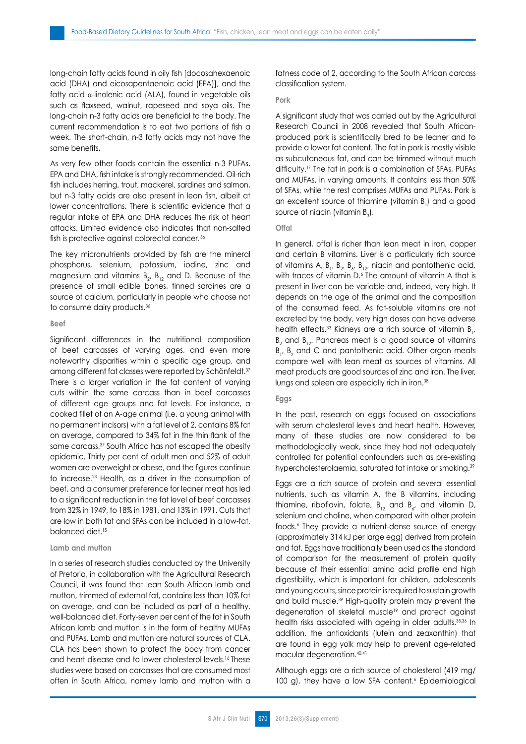long-chain fatty acids found in oily fish [docosahexaenoic acid (DHA) and eicosapentaenoic acid (EPA)], and the fatty acid α-linolenic acid (ALA), found in vegetable oils such as flaxseed, walnut, rapeseed and soya oils. The long-chain n-3 fatty acids are beneficial to the body. The current recommendation is to eat two portions of fish a week. The short-chain, n-3 fatty acids may not have the same benefits.

As very few other foods contain the essential n-3 PUFAs, EPA and DHA, fish intake is strongly recommended. Oil-rich fish includes herring, trout, mackerel, sardines and salmon, but n-3 fatty acids are also present in lean fish, albeit at lower concentrations. There is scientific evidence that a regular intake of EPA and DHA reduces the risk of heart attacks. Limited evidence also indicates that non-salted fish is protective against colorectal cancer.[36]

The key micronutrients provided by fish are the mineral phosphorus, selenium, potassium, iodine, zinc and magnesium and vitamins $B_2$, $B_{12}$ and D. Because of the presence of small edible bones, tinned sardines are a source of calcium, particularly in people who choose not to consume dairy products.[36]

#### Beef

Significant differences in the nutritional composition of beef carcasses of varying ages, and even more noteworthy disparities within a specific age group, and among different fat classes were reported by Schönfeldt.[37] There is a larger variation in the fat content of varying cuts within the same carcass than in beef carcasses of different age groups and fat levels. For instance, a cooked fillet of an A-age animal (i.e. a young animal with no permanent incisors) with a fat level of 2, contains 8% fat on average, compared to 34% fat in the thin flank of the same carcass.[37] South Africa has not escaped the obesity epidemic. Thirty per cent of adult men and 52% of adult women are overweight or obese, and the figures continue to increase.[23] Health, as a driver in the consumption of beef, and a consumer preference for leaner meat has led to a significant reduction in the fat level of beef carcasses from 32% in 1949, to 18% in 1981, and 13% in 1991. Cuts that are low in both fat and SFAs can be included in a low-fat, balanced diet.[15]

#### Lamb and mutton

In a series of research studies conducted by the University of Pretoria, in collaboration with the Agricultural Research Council, it was found that lean South African lamb and mutton, trimmed of external fat, contains less than 10% fat on average, and can be included as part of a healthy, well-balanced diet. Forty-seven per cent of the fat in South African lamb and mutton is in the form of healthy MUFAs and PUFAs. Lamb and mutton are natural sources of CLA. CLA has been shown to protect the body from cancer and heart disease and to lower cholesterol levels.[16] These studies were based on carcasses that are consumed most often in South Africa, namely lamb and mutton with a fatness code of 2, according to the South African carcass classification system.

#### Pork

A significant study that was carried out by the Agricultural Research Council in 2008 revealed that South African-produced pork is scientifically bred to be leaner and to provide a lower fat content. The fat in pork is mostly visible as subcutaneous fat, and can be trimmed without much difficulty.[17] The fat in pork is a combination of SFAs, PUFAs and MUFAs, in varying amounts. It contains less than 50% of SFAs, while the rest comprises MUFAs and PUFAs. Pork is an excellent source of thiamine (vitamin $B_1$) and a good source of niacin (vitamin $B_3$).

#### Offal

In general, offal is richer than lean meat in iron, copper and certain B vitamins. Liver is a particularly rich source of vitamins A, $B_1$, $B_2$, $B_6$, $B_{12}$, niacin and pantothenic acid, with traces of vitamin D.[6] The amount of vitamin A that is present in liver can be variable and, indeed, very high. It depends on the age of the animal and the composition of the consumed feed. As fat-soluble vitamins are not excreted by the body, very high doses can have adverse health effects.[33] Kidneys are a rich source of vitamin $B_1$, $B_2$ and $B_{12}$. Pancreas meat is a good source of vitamins $B_1$, $B_2$ and C and pantothenic acid. Other organ meats compare well with lean meat as sources of vitamins. All meat products are good sources of zinc and iron. The liver, lungs and spleen are especially rich in iron.[38]

#### Eggs

In the past, research on eggs focused on associations with serum cholesterol levels and heart health. However, many of these studies are now considered to be methodologically weak, since they had not adequately controlled for potential confounders such as pre-existing hypercholesterolaemia, saturated fat intake or smoking.[39]

Eggs are a rich source of protein and several essential nutrients, such as vitamin A, the B vitamins, including thiamine, riboflavin, folate, $B_{12}$ and $B_6$, and vitamin D, selenium and choline, when compared with other protein foods.[6] They provide a nutrient-dense source of energy (approximately 314 kJ per large egg) derived from protein and fat. Eggs have traditionally been used as the standard of comparison for the measurement of protein quality because of their essential amino acid profile and high digestibility, which is important for children, adolescents and young adults, since protein is required to sustain growth and build muscle.[39] High-quality protein may prevent the degeneration of skeletal muscle[19] and protect against health risks associated with ageing in older adults.[35,36] In addition, the antioxidants (lutein and zeaxanthin) that are found in egg yolk may help to prevent age-related macular degeneration.[40,41]

Although eggs are a rich source of cholesterol (419 mg/100 g), they have a low SFA content.[6] Epidemiological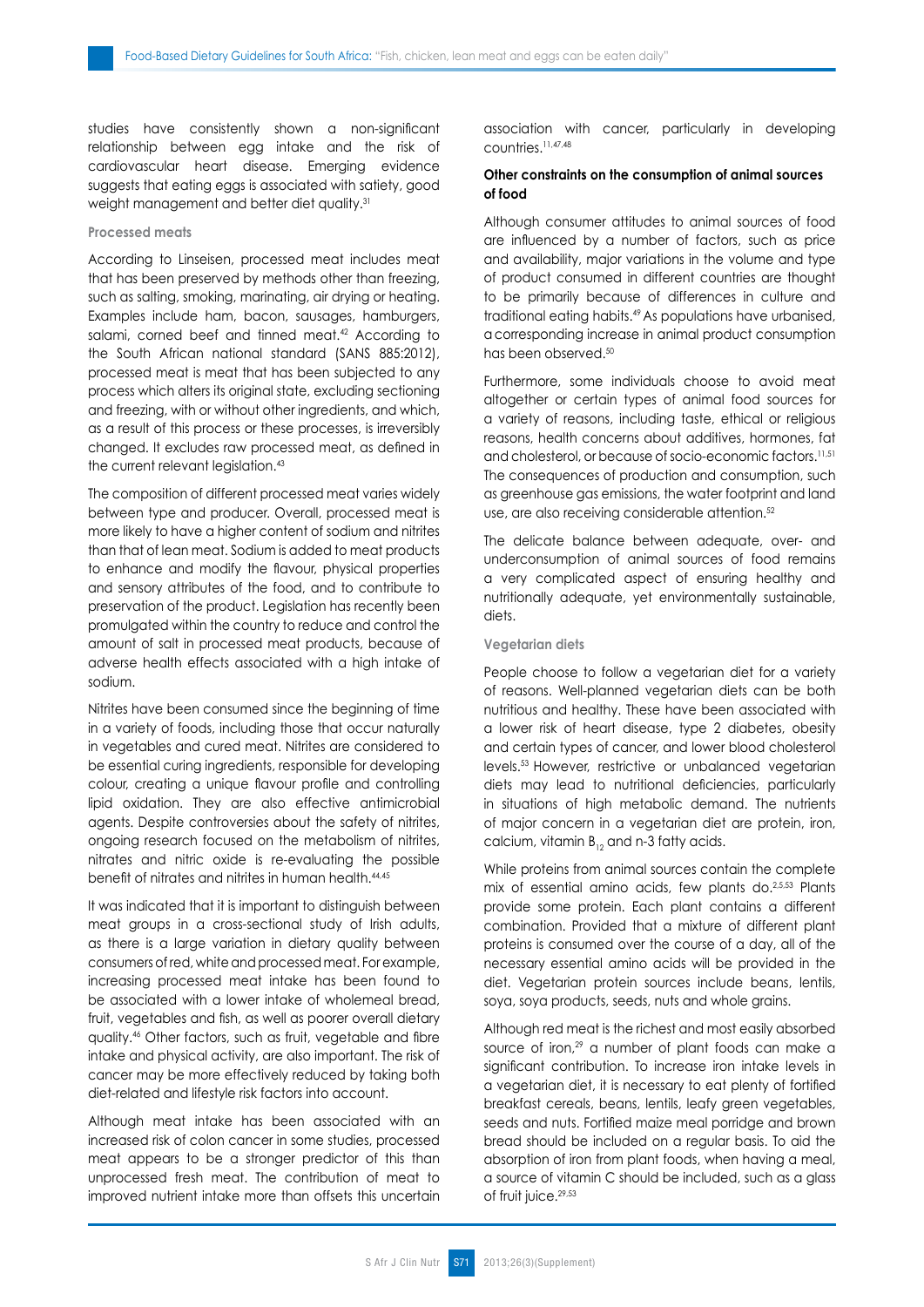studies have consistently shown a non-significant relationship between egg intake and the risk of cardiovascular heart disease. Emerging evidence suggests that eating eggs is associated with satiety, good weight management and better diet quality.[31]

### Processed meats

According to Linseisen, processed meat includes meat that has been preserved by methods other than freezing, such as salting, smoking, marinating, air drying or heating. Examples include ham, bacon, sausages, hamburgers, salami, corned beef and tinned meat.[42] According to the South African national standard (SANS 885:2012), processed meat is meat that has been subjected to any process which alters its original state, excluding sectioning and freezing, with or without other ingredients, and which, as a result of this process or these processes, is irreversibly changed. It excludes raw processed meat, as defined in the current relevant legislation.[43]

The composition of different processed meat varies widely between type and producer. Overall, processed meat is more likely to have a higher content of sodium and nitrites than that of lean meat. Sodium is added to meat products to enhance and modify the flavour, physical properties and sensory attributes of the food, and to contribute to preservation of the product. Legislation has recently been promulgated within the country to reduce and control the amount of salt in processed meat products, because of adverse health effects associated with a high intake of sodium.

Nitrites have been consumed since the beginning of time in a variety of foods, including those that occur naturally in vegetables and cured meat. Nitrites are considered to be essential curing ingredients, responsible for developing colour, creating a unique flavour profile and controlling lipid oxidation. They are also effective antimicrobial agents. Despite controversies about the safety of nitrites, ongoing research focused on the metabolism of nitrites, nitrates and nitric oxide is re-evaluating the possible benefit of nitrates and nitrites in human health.[44,45]

It was indicated that it is important to distinguish between meat groups in a cross-sectional study of Irish adults, as there is a large variation in dietary quality between consumers of red, white and processed meat. For example, increasing processed meat intake has been found to be associated with a lower intake of wholemeal bread, fruit, vegetables and fish, as well as poorer overall dietary quality.[46] Other factors, such as fruit, vegetable and fibre intake and physical activity, are also important. The risk of cancer may be more effectively reduced by taking both diet-related and lifestyle risk factors into account.

Although meat intake has been associated with an increased risk of colon cancer in some studies, processed meat appears to be a stronger predictor of this than unprocessed fresh meat. The contribution of meat to improved nutrient intake more than offsets this uncertain association with cancer, particularly in developing countries.[11,47,48]

## Other constraints on the consumption of animal sources of food

Although consumer attitudes to animal sources of food are influenced by a number of factors, such as price and availability, major variations in the volume and type of product consumed in different countries are thought to be primarily because of differences in culture and traditional eating habits.[49] As populations have urbanised, a corresponding increase in animal product consumption has been observed.[50]

Furthermore, some individuals choose to avoid meat altogether or certain types of animal food sources for a variety of reasons, including taste, ethical or religious reasons, health concerns about additives, hormones, fat and cholesterol, or because of socio-economic factors.[11,51] The consequences of production and consumption, such as greenhouse gas emissions, the water footprint and land use, are also receiving considerable attention.[52]

The delicate balance between adequate, over- and underconsumption of animal sources of food remains a very complicated aspect of ensuring healthy and nutritionally adequate, yet environmentally sustainable, diets.

### Vegetarian diets

People choose to follow a vegetarian diet for a variety of reasons. Well-planned vegetarian diets can be both nutritious and healthy. These have been associated with a lower risk of heart disease, type 2 diabetes, obesity and certain types of cancer, and lower blood cholesterol levels.[53] However, restrictive or unbalanced vegetarian diets may lead to nutritional deficiencies, particularly in situations of high metabolic demand. The nutrients of major concern in a vegetarian diet are protein, iron, calcium, vitamin $B_{12}$ and n-3 fatty acids.

While proteins from animal sources contain the complete mix of essential amino acids, few plants do.[2,5,53] Plants provide some protein. Each plant contains a different combination. Provided that a mixture of different plant proteins is consumed over the course of a day, all of the necessary essential amino acids will be provided in the diet. Vegetarian protein sources include beans, lentils, soya, soya products, seeds, nuts and whole grains.

Although red meat is the richest and most easily absorbed source of iron,[29] a number of plant foods can make a significant contribution. To increase iron intake levels in a vegetarian diet, it is necessary to eat plenty of fortified breakfast cereals, beans, lentils, leafy green vegetables, seeds and nuts. Fortified maize meal porridge and brown bread should be included on a regular basis. To aid the absorption of iron from plant foods, when having a meal, a source of vitamin C should be included, such as a glass of fruit juice.[29,53]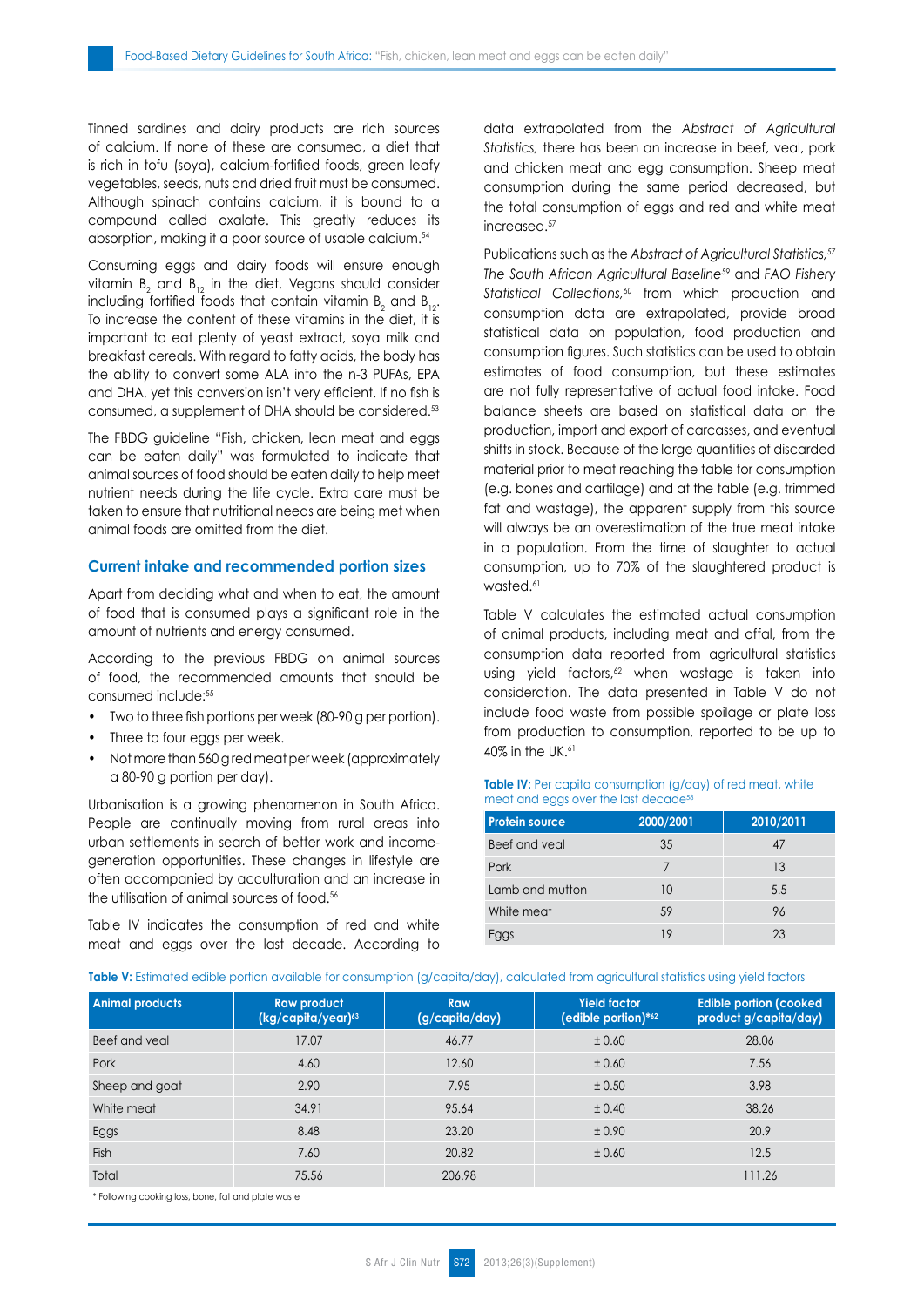Tinned sardines and dairy products are rich sources of calcium. If none of these are consumed, a diet that is rich in tofu (soya), calcium-fortified foods, green leafy vegetables, seeds, nuts and dried fruit must be consumed. Although spinach contains calcium, it is bound to a compound called oxalate. This greatly reduces its absorption, making it a poor source of usable calcium.[54]

Consuming eggs and dairy foods will ensure enough vitamin $B_2$ and $B_{12}$ in the diet. Vegans should consider including fortified foods that contain vitamin $B_2$ and $B_{12}$. To increase the content of these vitamins in the diet, it is important to eat plenty of yeast extract, soya milk and breakfast cereals. With regard to fatty acids, the body has the ability to convert some ALA into the n-3 PUFAs, EPA and DHA, yet this conversion isn't very efficient. If no fish is consumed, a supplement of DHA should be considered.[53]

The FBDG guideline "Fish, chicken, lean meat and eggs can be eaten daily" was formulated to indicate that animal sources of food should be eaten daily to help meet nutrient needs during the life cycle. Extra care must be taken to ensure that nutritional needs are being met when animal foods are omitted from the diet.

## Current intake and recommended portion sizes

Apart from deciding what and when to eat, the amount of food that is consumed plays a significant role in the amount of nutrients and energy consumed.

According to the previous FBDG on animal sources of food, the recommended amounts that should be consumed include:[55]

- Two to three fish portions per week (80-90 g per portion).
- Three to four eggs per week.
- Not more than 560 g red meat per week (approximately a 80-90 g portion per day).

Urbanisation is a growing phenomenon in South Africa. People are continually moving from rural areas into urban settlements in search of better work and income-generation opportunities. These changes in lifestyle are often accompanied by acculturation and an increase in the utilisation of animal sources of food.[56]

Table IV indicates the consumption of red and white meat and eggs over the last decade. According to data extrapolated from the *Abstract of Agricultural Statistics,* there has been an increase in beef, veal, pork and chicken meat and egg consumption. Sheep meat consumption during the same period decreased, but the total consumption of eggs and red and white meat increased.[57]

Publications such as the *Abstract of Agricultural Statistics,*[57] *The South African Agricultural Baseline*[59] and *FAO Fishery Statistical Collections,*[60] from which production and consumption data are extrapolated, provide broad statistical data on population, food production and consumption figures. Such statistics can be used to obtain estimates of food consumption, but these estimates are not fully representative of actual food intake. Food balance sheets are based on statistical data on the production, import and export of carcasses, and eventual shifts in stock. Because of the large quantities of discarded material prior to meat reaching the table for consumption (e.g. bones and cartilage) and at the table (e.g. trimmed fat and wastage), the apparent supply from this source will always be an overestimation of the true meat intake in a population. From the time of slaughter to actual consumption, up to 70% of the slaughtered product is wasted.[61]

Table V calculates the estimated actual consumption of animal products, including meat and offal, from the consumption data reported from agricultural statistics using yield factors,[62] when wastage is taken into consideration. The data presented in Table V do not include food waste from possible spoilage or plate loss from production to consumption, reported to be up to 40% in the UK.[61]

**Table IV:** Per capita consumption (g/day) of red meat, white meat and eggs over the last decade[58]

| Protein source | 2000/2001 | 2010/2011 |
|---|---|---|
| Beef and veal | 35 | 47 |
| Pork | 7 | 13 |
| Lamb and mutton | 10 | 5.5 |
| White meat | 59 | 96 |
| Eggs | 19 | 23 |

**Table V:** Estimated edible portion available for consumption (g/capita/day), calculated from agricultural statistics using yield factors

| Animal products | Raw product (kg/capita/year)[63] | Raw (g/capita/day) | Yield factor (edible portion)*[62] | Edible portion (cooked product g/capita/day) |
|---|---|---|---|---|
| Beef and veal | 17.07 | 46.77 | ± 0.60 | 28.06 |
| Pork | 4.60 | 12.60 | ± 0.60 | 7.56 |
| Sheep and goat | 2.90 | 7.95 | ± 0.50 | 3.98 |
| White meat | 34.91 | 95.64 | ± 0.40 | 38.26 |
| Eggs | 8.48 | 23.20 | ± 0.90 | 20.9 |
| Fish | 7.60 | 20.82 | ± 0.60 | 12.5 |
| Total | 75.56 | 206.98 | | 111.26 |

\* Following cooking loss, bone, fat and plate waste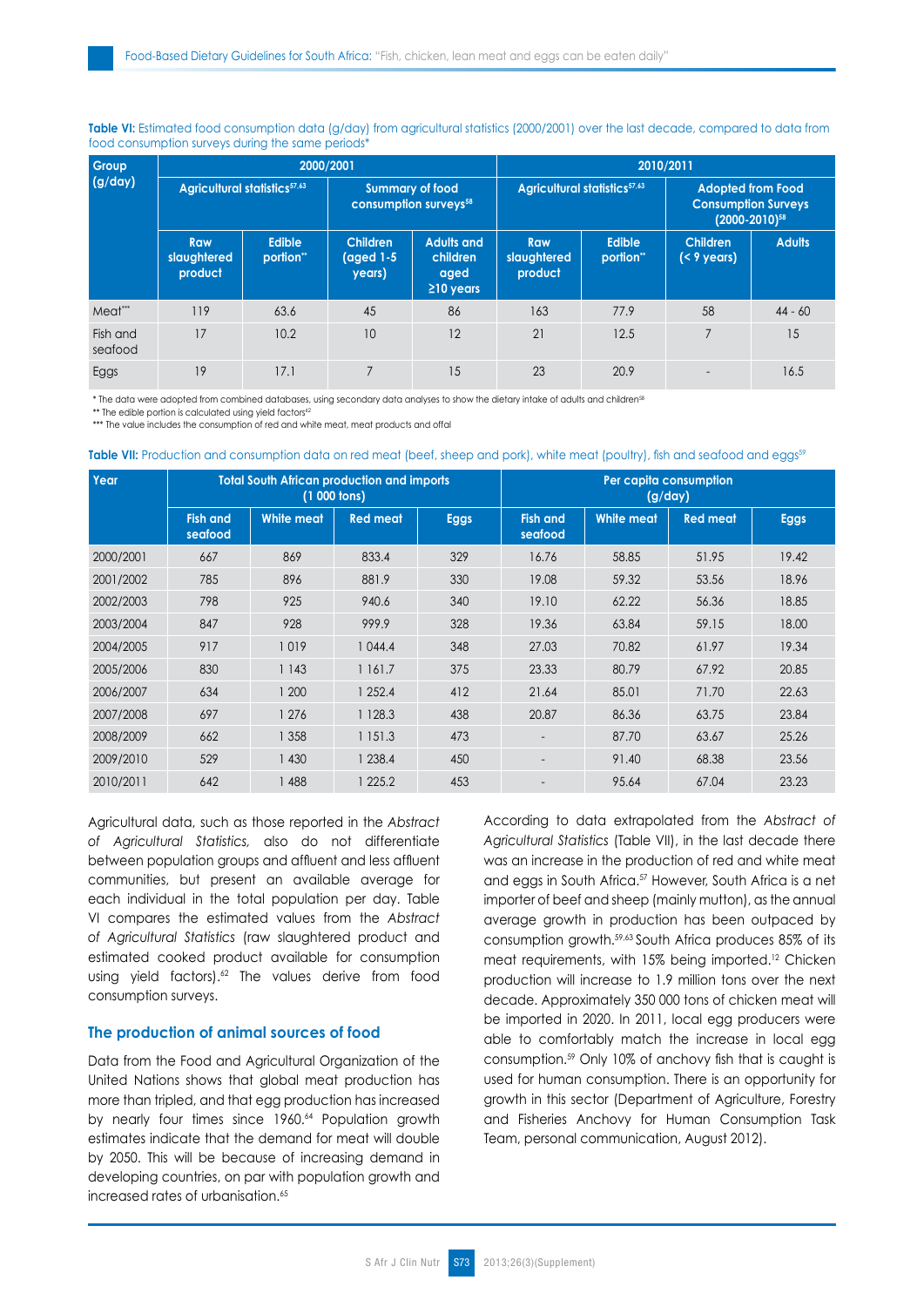**Table VI:** Estimated food consumption data (g/day) from agricultural statistics (2000/2001) over the last decade, compared to data from food consumption surveys during the same periods*

| Group (g/day) | 2000/2001 | | | | 2010/2011 | | | |
|---|---|---|---|---|---|---|---|---|
| | Agricultural statistics[57,63] | | Summary of food consumption surveys[58] | | Agricultural statistics[57,63] | | Adopted from Food Consumption Surveys (2000-2010)[58] | |
| | Raw slaughtered product | Edible portion** | Children (aged 1-5 years) | Adults and children aged ≥10 years | Raw slaughtered product | Edible portion** | Children (< 9 years) | Adults |
| Meat*** | 119 | 63.6 | 45 | 86 | 163 | 77.9 | 58 | 44 - 60 |
| Fish and seafood | 17 | 10.2 | 10 | 12 | 21 | 12.5 | 7 | 15 |
| Eggs | 19 | 17.1 | 7 | 15 | 23 | 20.9 | - | 16.5 |

* The data were adopted from combined databases, using secondary data analyses to show the dietary intake of adults and children[58]

** The edible portion is calculated using yield factors[62]

*** The value includes the consumption of red and white meat, meat products and offal

**Table VII:** Production and consumption data on red meat (beef, sheep and pork), white meat (poultry), fish and seafood and eggs[59]

| Year | Total South African production and imports (1 000 tons) | | | | Per capita consumption (g/day) | | | |
|---|---|---|---|---|---|---|---|---|
| | Fish and seafood | White meat | Red meat | Eggs | Fish and seafood | White meat | Red meat | Eggs |
| 2000/2001 | 667 | 869 | 833.4 | 329 | 16.76 | 58.85 | 51.95 | 19.42 |
| 2001/2002 | 785 | 896 | 881.9 | 330 | 19.08 | 59.32 | 53.56 | 18.96 |
| 2002/2003 | 798 | 925 | 940.6 | 340 | 19.10 | 62.22 | 56.36 | 18.85 |
| 2003/2004 | 847 | 928 | 999.9 | 328 | 19.36 | 63.84 | 59.15 | 18.00 |
| 2004/2005 | 917 | 1 019 | 1 044.4 | 348 | 27.03 | 70.82 | 61.97 | 19.34 |
| 2005/2006 | 830 | 1 143 | 1 161.7 | 375 | 23.33 | 80.79 | 67.92 | 20.85 |
| 2006/2007 | 634 | 1 200 | 1 252.4 | 412 | 21.64 | 85.01 | 71.70 | 22.63 |
| 2007/2008 | 697 | 1 276 | 1 128.3 | 438 | 20.87 | 86.36 | 63.75 | 23.84 |
| 2008/2009 | 662 | 1 358 | 1 151.3 | 473 | - | 87.70 | 63.67 | 25.26 |
| 2009/2010 | 529 | 1 430 | 1 238.4 | 450 | - | 91.40 | 68.38 | 23.56 |
| 2010/2011 | 642 | 1 488 | 1 225.2 | 453 | - | 95.64 | 67.04 | 23.23 |

Agricultural data, such as those reported in the *Abstract of Agricultural Statistics,* also do not differentiate between population groups and affluent and less affluent communities, but present an available average for each individual in the total population per day. Table VI compares the estimated values from the *Abstract of Agricultural Statistics* (raw slaughtered product and estimated cooked product available for consumption using yield factors).[62] The values derive from food consumption surveys.

## The production of animal sources of food

Data from the Food and Agricultural Organization of the United Nations shows that global meat production has more than tripled, and that egg production has increased by nearly four times since 1960.[64] Population growth estimates indicate that the demand for meat will double by 2050. This will be because of increasing demand in developing countries, on par with population growth and increased rates of urbanisation.[65]

According to data extrapolated from the *Abstract of Agricultural Statistics* (Table VII), in the last decade there was an increase in the production of red and white meat and eggs in South Africa.[57] However, South Africa is a net importer of beef and sheep (mainly mutton), as the annual average growth in production has been outpaced by consumption growth.[59,63] South Africa produces 85% of its meat requirements, with 15% being imported.[12] Chicken production will increase to 1.9 million tons over the next decade. Approximately 350 000 tons of chicken meat will be imported in 2020. In 2011, local egg producers were able to comfortably match the increase in local egg consumption.[59] Only 10% of anchovy fish that is caught is used for human consumption. There is an opportunity for growth in this sector (Department of Agriculture, Forestry and Fisheries Anchovy for Human Consumption Task Team, personal communication, August 2012).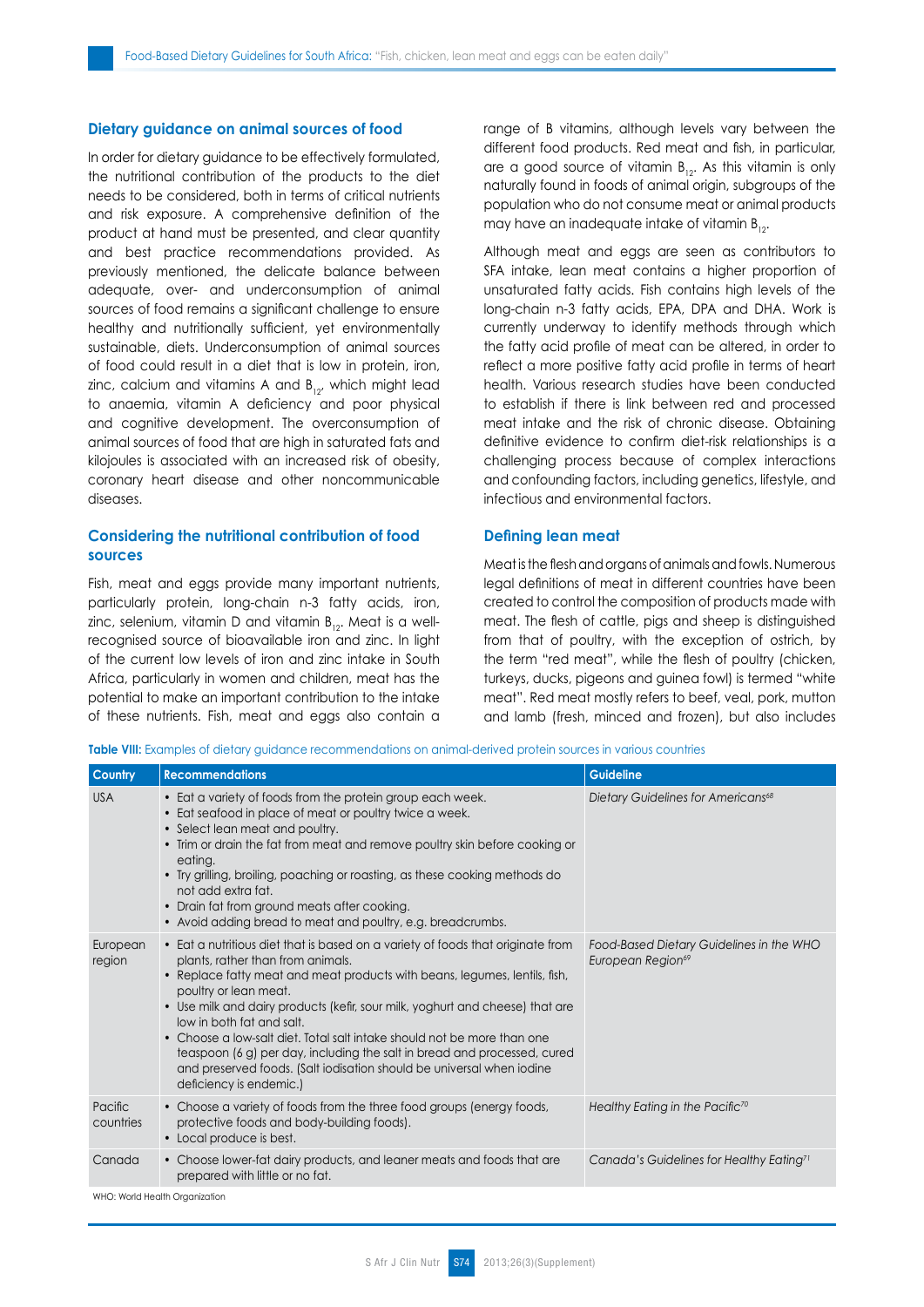## Dietary guidance on animal sources of food

In order for dietary guidance to be effectively formulated, the nutritional contribution of the products to the diet needs to be considered, both in terms of critical nutrients and risk exposure. A comprehensive definition of the product at hand must be presented, and clear quantity and best practice recommendations provided. As previously mentioned, the delicate balance between adequate, over- and underconsumption of animal sources of food remains a significant challenge to ensure healthy and nutritionally sufficient, yet environmentally sustainable, diets. Underconsumption of animal sources of food could result in a diet that is low in protein, iron, zinc, calcium and vitamins A and $B_{12}$, which might lead to anaemia, vitamin A deficiency and poor physical and cognitive development. The overconsumption of animal sources of food that are high in saturated fats and kilojoules is associated with an increased risk of obesity, coronary heart disease and other noncommunicable diseases.

## Considering the nutritional contribution of food sources

Fish, meat and eggs provide many important nutrients, particularly protein, long-chain n-3 fatty acids, iron, zinc, selenium, vitamin D and vitamin $B_{12}$. Meat is a well-recognised source of bioavailable iron and zinc. In light of the current low levels of iron and zinc intake in South Africa, particularly in women and children, meat has the potential to make an important contribution to the intake of these nutrients. Fish, meat and eggs also contain a range of B vitamins, although levels vary between the different food products. Red meat and fish, in particular, are a good source of vitamin $B_{12}$. As this vitamin is only naturally found in foods of animal origin, subgroups of the population who do not consume meat or animal products may have an inadequate intake of vitamin $B_{12}$.

Although meat and eggs are seen as contributors to SFA intake, lean meat contains a higher proportion of unsaturated fatty acids. Fish contains high levels of the long-chain n-3 fatty acids, EPA, DPA and DHA. Work is currently underway to identify methods through which the fatty acid profile of meat can be altered, in order to reflect a more positive fatty acid profile in terms of heart health. Various research studies have been conducted to establish if there is link between red and processed meat intake and the risk of chronic disease. Obtaining definitive evidence to confirm diet-risk relationships is a challenging process because of complex interactions and confounding factors, including genetics, lifestyle, and infectious and environmental factors.

## Defining lean meat

Meat is the flesh and organs of animals and fowls. Numerous legal definitions of meat in different countries have been created to control the composition of products made with meat. The flesh of cattle, pigs and sheep is distinguished from that of poultry, with the exception of ostrich, by the term "red meat", while the flesh of poultry (chicken, turkeys, ducks, pigeons and guinea fowl) is termed "white meat". Red meat mostly refers to beef, veal, pork, mutton and lamb (fresh, minced and frozen), but also includes

**Table VIII:** Examples of dietary guidance recommendations on animal-derived protein sources in various countries

| Country | Recommendations | Guideline |
|---|---|---|
| USA | • Eat a variety of foods from the protein group each week.<br>• Eat seafood in place of meat or poultry twice a week.<br>• Select lean meat and poultry.<br>• Trim or drain the fat from meat and remove poultry skin before cooking or eating.<br>• Try grilling, broiling, poaching or roasting, as these cooking methods do not add extra fat.<br>• Drain fat from ground meats after cooking.<br>• Avoid adding bread to meat and poultry, e.g. breadcrumbs. | *Dietary Guidelines for Americans*[68] |
| European region | • Eat a nutritious diet that is based on a variety of foods that originate from plants, rather than from animals.<br>• Replace fatty meat and meat products with beans, legumes, lentils, fish, poultry or lean meat.<br>• Use milk and dairy products (kefir, sour milk, yoghurt and cheese) that are low in both fat and salt.<br>• Choose a low-salt diet. Total salt intake should not be more than one teaspoon (6 g) per day, including the salt in bread and processed, cured and preserved foods. (Salt iodisation should be universal when iodine deficiency is endemic.) | *Food-Based Dietary Guidelines in the WHO European Region*[69] |
| Pacific countries | • Choose a variety of foods from the three food groups (energy foods, protective foods and body-building foods).<br>• Local produce is best. | *Healthy Eating in the Pacific*[70] |
| Canada | • Choose lower-fat dairy products, and leaner meats and foods that are prepared with little or no fat. | *Canada's Guidelines for Healthy Eating*[71] |

WHO: World Health Organization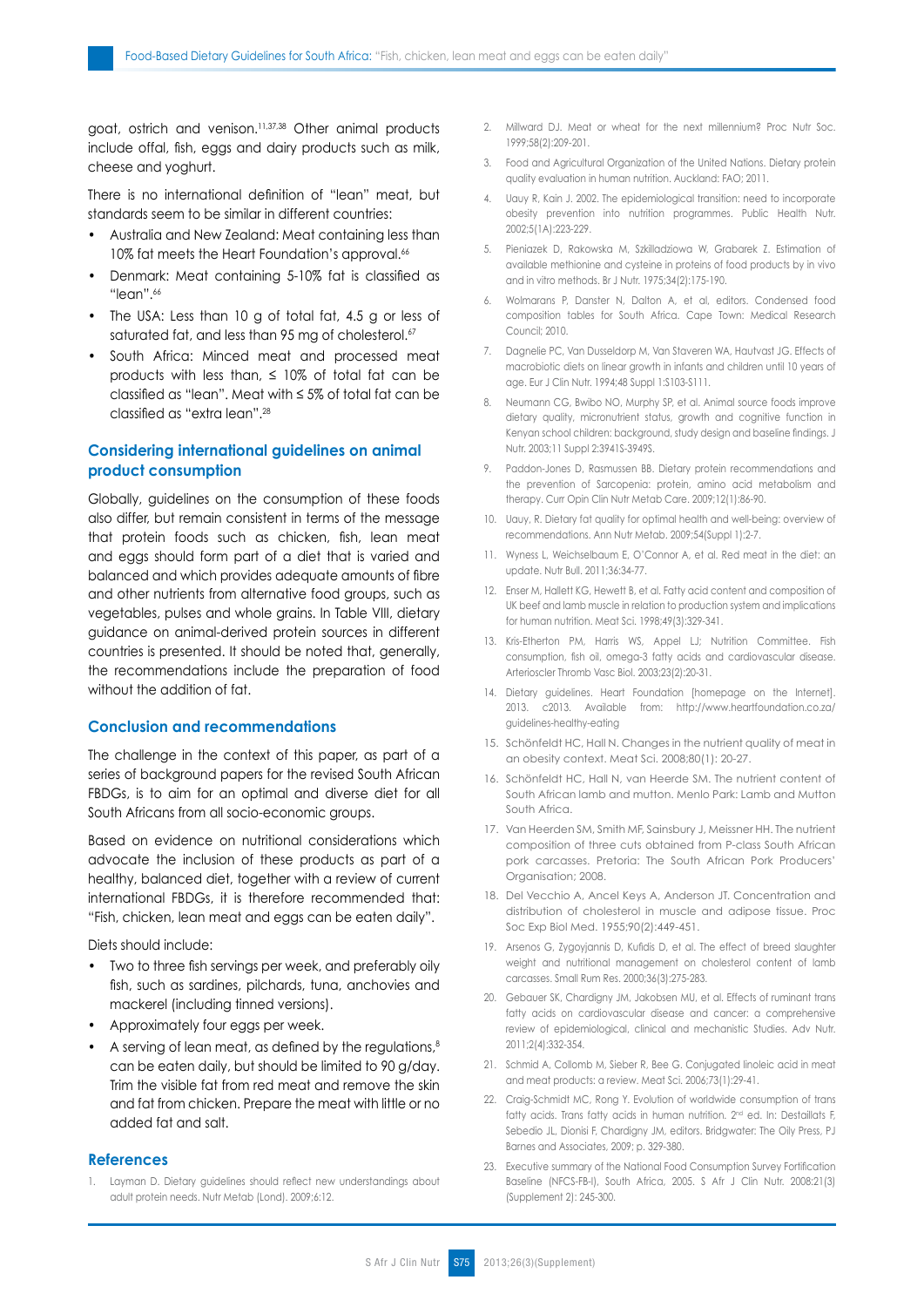goat, ostrich and venison.[11,37,38] Other animal products include offal, fish, eggs and dairy products such as milk, cheese and yoghurt.

There is no international definition of "lean" meat, but standards seem to be similar in different countries:

- Australia and New Zealand: Meat containing less than 10% fat meets the Heart Foundation's approval.[66]
- Denmark: Meat containing 5-10% fat is classified as "lean".[66]
- The USA: Less than 10 g of total fat, 4.5 g or less of saturated fat, and less than 95 mg of cholesterol.[67]
- South Africa: Minced meat and processed meat products with less than, ≤ 10% of total fat can be classified as "lean". Meat with ≤ 5% of total fat can be classified as "extra lean".[28]

### Considering international guidelines on animal product consumption

Globally, guidelines on the consumption of these foods also differ, but remain consistent in terms of the message that protein foods such as chicken, fish, lean meat and eggs should form part of a diet that is varied and balanced and which provides adequate amounts of fibre and other nutrients from alternative food groups, such as vegetables, pulses and whole grains. In Table VIII, dietary guidance on animal-derived protein sources in different countries is presented. It should be noted that, generally, the recommendations include the preparation of food without the addition of fat.

### Conclusion and recommendations

The challenge in the context of this paper, as part of a series of background papers for the revised South African FBDGs, is to aim for an optimal and diverse diet for all South Africans from all socio-economic groups.

Based on evidence on nutritional considerations which advocate the inclusion of these products as part of a healthy, balanced diet, together with a review of current international FBDGs, it is therefore recommended that: "Fish, chicken, lean meat and eggs can be eaten daily".

Diets should include:

- Two to three fish servings per week, and preferably oily fish, such as sardines, pilchards, tuna, anchovies and mackerel (including tinned versions).
- Approximately four eggs per week.
- A serving of lean meat, as defined by the regulations,[8] can be eaten daily, but should be limited to 90 g/day. Trim the visible fat from red meat and remove the skin and fat from chicken. Prepare the meat with little or no added fat and salt.

### References

1. Layman D. Dietary guidelines should reflect new understandings about adult protein needs. Nutr Metab (Lond). 2009;6:12.
2. Millward DJ. Meat or wheat for the next millennium? Proc Nutr Soc. 1999;58(2):209-201.
3. Food and Agricultural Organization of the United Nations. Dietary protein quality evaluation in human nutrition. Auckland: FAO; 2011.
4. Uauy R, Kain J. 2002. The epidemiological transition: need to incorporate obesity prevention into nutrition programmes. Public Health Nutr. 2002;5(1A):223-229.
5. Pieniazek D, Rakowska M, Szkilladziowa W, Grabarek Z. Estimation of available methionine and cysteine in proteins of food products by in vivo and in vitro methods. Br J Nutr. 1975;34(2):175-190.
6. Wolmarans P, Danster N, Dalton A, et al, editors. Condensed food composition tables for South Africa. Cape Town: Medical Research Council; 2010.
7. Dagnelie PC, Van Dusseldorp M, Van Staveren WA, Hautvast JG. Effects of macrobiotic diets on linear growth in infants and children until 10 years of age. Eur J Clin Nutr. 1994;48 Suppl 1:S103-S111.
8. Neumann CG, Bwibo NO, Murphy SP, et al. Animal source foods improve dietary quality, micronutrient status, growth and cognitive function in Kenyan school children: background, study design and baseline findings. J Nutr. 2003;11 Suppl 2:3941S-3949S.
9. Paddon-Jones D, Rasmussen BB. Dietary protein recommendations and the prevention of Sarcopenia: protein, amino acid metabolism and therapy. Curr Opin Clin Nutr Metab Care. 2009;12(1):86-90.
10. Uauy, R. Dietary fat quality for optimal health and well-being: overview of recommendations. Ann Nutr Metab. 2009;54(Suppl 1):2-7.
11. Wyness L, Weichselbaum E, O'Connor A, et al. Red meat in the diet: an update. Nutr Bull. 2011;36:34-77.
12. Enser M, Hallett KG, Hewett B, et al. Fatty acid content and composition of UK beef and lamb muscle in relation to production system and implications for human nutrition. Meat Sci. 1998;49(3):329-341.
13. Kris-Etherton PM, Harris WS, Appel LJ; Nutrition Committee. Fish consumption, fish oil, omega-3 fatty acids and cardiovascular disease. Arterioscler Thromb Vasc Biol. 2003;23(2):20-31.
14. Dietary guidelines. Heart Foundation [homepage on the Internet]. 2013. c2013. Available from: http://www.heartfoundation.co.za/guidelines-healthy-eating
15. Schönfeldt HC, Hall N. Changes in the nutrient quality of meat in an obesity context. Meat Sci. 2008;80(1): 20-27.
16. Schönfeldt HC, Hall N, van Heerde SM. The nutrient content of South African lamb and mutton. Menlo Park: Lamb and Mutton South Africa.
17. Van Heerden SM, Smith MF, Sainsbury J, Meissner HH. The nutrient composition of three cuts obtained from P-class South African pork carcasses. Pretoria: The South African Pork Producers' Organisation; 2008.
18. Del Vecchio A, Ancel Keys A, Anderson JT. Concentration and distribution of cholesterol in muscle and adipose tissue. Proc Soc Exp Biol Med. 1955;90(2):449-451.
19. Arsenos G, Zygoyjannis D, Kufidis D, et al. The effect of breed slaughter weight and nutritional management on cholesterol content of lamb carcasses. Small Rum Res. 2000;36(3):275-283.
20. Gebauer SK, Chardigny JM, Jakobsen MU, et al. Effects of ruminant trans fatty acids on cardiovascular disease and cancer: a comprehensive review of epidemiological, clinical and mechanistic Studies. Adv Nutr. 2011;2(4):332-354.
21. Schmid A, Collomb M, Sieber R, Bee G. Conjugated linoleic acid in meat and meat products: a review. Meat Sci. 2006;73(1):29-41.
22. Craig-Schmidt MC, Rong Y. Evolution of worldwide consumption of trans fatty acids. Trans fatty acids in human nutrition. 2nd ed. In: Destaillats F, Sebedio JL, Dionisi F, Chardigny JM, editors. Bridgwater: The Oily Press, PJ Barnes and Associates, 2009; p. 329-380.
23. Executive summary of the National Food Consumption Survey Fortification Baseline (NFCS-FB-I), South Africa, 2005. S Afr J Clin Nutr. 2008:21(3) (Supplement 2): 245-300.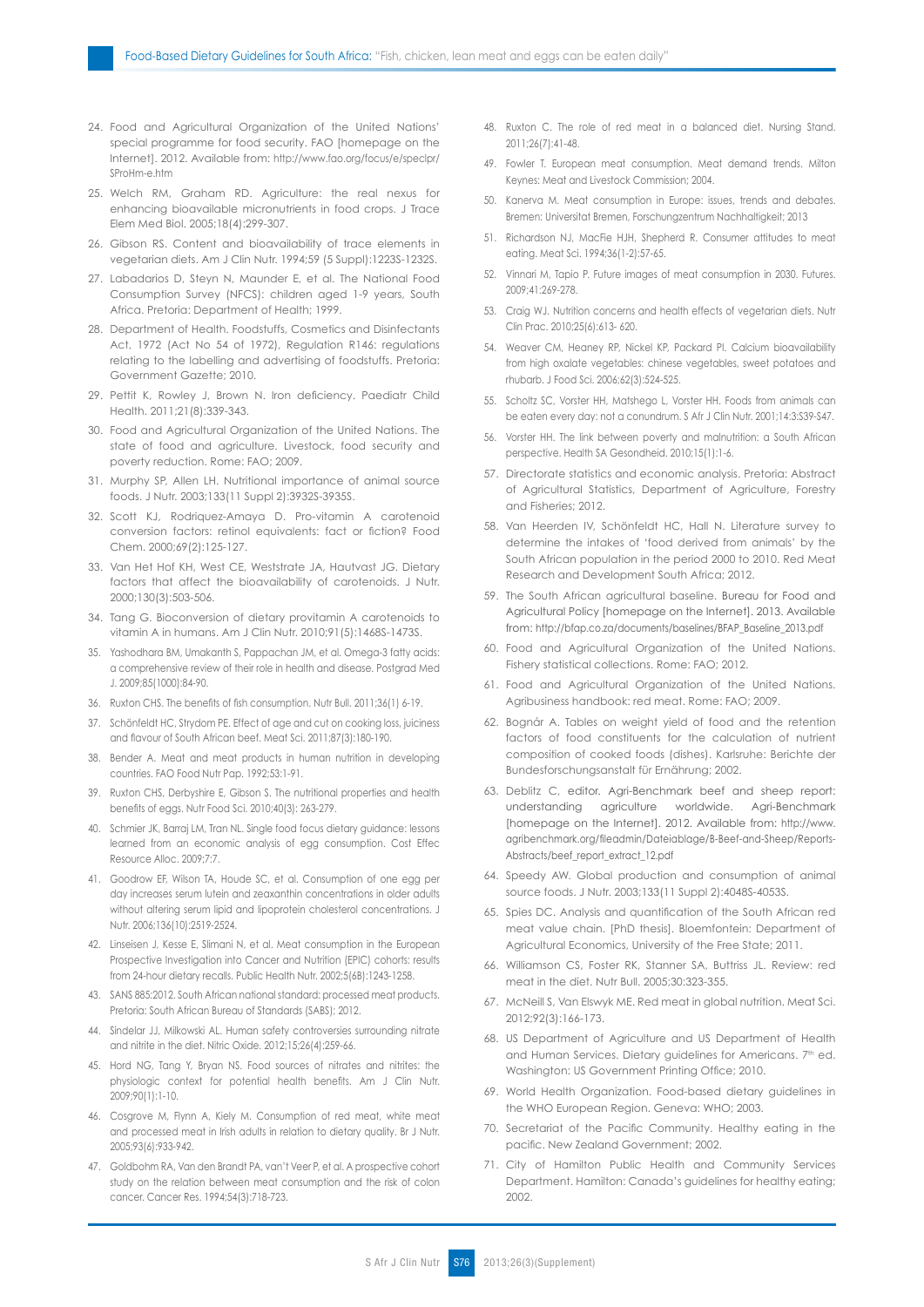24. Food and Agricultural Organization of the United Nations' special programme for food security. FAO [homepage on the Internet]. 2012. Available from: http://www.fao.org/focus/e/speclpr/SProHm-e.htm
25. Welch RM, Graham RD. Agriculture: the real nexus for enhancing bioavailable micronutrients in food crops. J Trace Elem Med Biol. 2005;18(4):299-307.
26. Gibson RS. Content and bioavailability of trace elements in vegetarian diets. Am J Clin Nutr. 1994;59 (5 Suppl):1223S-1232S.
27. Labadarios D, Steyn N, Maunder E, et al. The National Food Consumption Survey (NFCS): children aged 1-9 years, South Africa. Pretoria: Department of Health; 1999.
28. Department of Health. Foodstuffs, Cosmetics and Disinfectants Act, 1972 (Act No 54 of 1972), Regulation R146: regulations relating to the labelling and advertising of foodstuffs. Pretoria: Government Gazette; 2010.
29. Pettit K, Rowley J, Brown N. Iron deficiency. Paediatr Child Health. 2011;21(8):339-343.
30. Food and Agricultural Organization of the United Nations. The state of food and agriculture. Livestock, food security and poverty reduction. Rome: FAO; 2009.
31. Murphy SP, Allen LH. Nutritional importance of animal source foods. J Nutr. 2003;133(11 Suppl 2):3932S-3935S.
32. Scott KJ, Rodriquez-Amaya D. Pro-vitamin A carotenoid conversion factors: retinol equivalents: fact or fiction? Food Chem. 2000;69(2):125-127.
33. Van Het Hof KH, West CE, Weststrate JA, Hautvast JG. Dietary factors that affect the bioavailability of carotenoids. J Nutr. 2000;130(3):503-506.
34. Tang G. Bioconversion of dietary provitamin A carotenoids to vitamin A in humans. Am J Clin Nutr. 2010;91(5):1468S-1473S.
35. Yashodhara BM, Umakanth S, Pappachan JM, et al. Omega-3 fatty acids: a comprehensive review of their role in health and disease. Postgrad Med J. 2009;85(1000):84-90.
36. Ruxton CHS. The benefits of fish consumption. Nutr Bull. 2011;36(1) 6-19.
37. Schönfeldt HC, Strydom PE. Effect of age and cut on cooking loss, juiciness and flavour of South African beef. Meat Sci. 2011;87(3):180-190.
38. Bender A. Meat and meat products in human nutrition in developing countries. FAO Food Nutr Pap. 1992;53:1-91.
39. Ruxton CHS, Derbyshire E, Gibson S. The nutritional properties and health benefits of eggs. Nutr Food Sci. 2010;40(3): 263-279.
40. Schmier JK, Barraj LM, Tran NL. Single food focus dietary guidance: lessons learned from an economic analysis of egg consumption. Cost Effec Resource Alloc. 2009;7:7.
41. Goodrow EF, Wilson TA, Houde SC, et al. Consumption of one egg per day increases serum lutein and zeaxanthin concentrations in older adults without altering serum lipid and lipoprotein cholesterol concentrations. J Nutr. 2006;136(10):2519-2524.
42. Linseisen J, Kesse E, Slimani N, et al. Meat consumption in the European Prospective Investigation into Cancer and Nutrition (EPIC) cohorts: results from 24-hour dietary recalls. Public Health Nutr. 2002;5(6B):1243-1258.
43. SANS 885:2012. South African national standard: processed meat products. Pretoria: South African Bureau of Standards (SABS); 2012.
44. Sindelar JJ, Milkowski AL. Human safety controversies surrounding nitrate and nitrite in the diet. Nitric Oxide. 2012;15;26(4):259-66.
45. Hord NG, Tang Y, Bryan NS. Food sources of nitrates and nitrites: the physiologic context for potential health benefits. Am J Clin Nutr. 2009;90(1):1-10.
46. Cosgrove M, Flynn A, Kiely M. Consumption of red meat, white meat and processed meat in Irish adults in relation to dietary quality. Br J Nutr. 2005;93(6):933-942.
47. Goldbohm RA, Van den Brandt PA, van't Veer P, et al. A prospective cohort study on the relation between meat consumption and the risk of colon cancer. Cancer Res. 1994;54(3):718-723.
48. Ruxton C. The role of red meat in a balanced diet. Nursing Stand. 2011;26(7):41-48.
49. Fowler T. European meat consumption. Meat demand trends. Milton Keynes: Meat and Livestock Commission; 2004.
50. Kanerva M. Meat consumption in Europe: issues, trends and debates. Bremen: Universitat Bremen, Forschungzentrum Nachhaltigkeit; 2013
51. Richardson NJ, MacFie HJH, Shepherd R. Consumer attitudes to meat eating. Meat Sci. 1994;36(1-2):57-65.
52. Vinnari M, Tapio P. Future images of meat consumption in 2030. Futures. 2009;41:269-278.
53. Craig WJ. Nutrition concerns and health effects of vegetarian diets. Nutr Clin Prac. 2010;25(6):613- 620.
54. Weaver CM, Heaney RP, Nickel KP, Packard PI. Calcium bioavailability from high oxalate vegetables: chinese vegetables, sweet potatoes and rhubarb. J Food Sci. 2006;62(3):524-525.
55. Scholtz SC, Vorster HH, Matshego L, Vorster HH. Foods from animals can be eaten every day: not a conundrum. S Afr J Clin Nutr. 2001;14:3:S39-S47.
56. Vorster HH. The link between poverty and malnutrition: a South African perspective. Health SA Gesondheid. 2010;15(1):1-6.
57. Directorate statistics and economic analysis. Pretoria: Abstract of Agricultural Statistics, Department of Agriculture, Forestry and Fisheries; 2012.
58. Van Heerden IV, Schönfeldt HC, Hall N. Literature survey to determine the intakes of 'food derived from animals' by the South African population in the period 2000 to 2010. Red Meat Research and Development South Africa; 2012.
59. The South African agricultural baseline. Bureau for Food and Agricultural Policy [homepage on the Internet]. 2013. Available from: http://bfap.co.za/documents/baselines/BFAP_Baseline_2013.pdf
60. Food and Agricultural Organization of the United Nations. Fishery statistical collections. Rome: FAO; 2010.
61. Food and Agricultural Organization of the United Nations. Agribusiness handbook: red meat. Rome: FAO; 2009.
62. Bognár A. Tables on weight yield of food and the retention factors of food constituents for the calculation of nutrient composition of cooked foods (dishes). Karlsruhe: Berichte der Bundesforschungsanstalt für Ernährung; 2002.
63. Deblitz C, editor. Agri-Benchmark beef and sheep report: understanding agriculture worldwide. Agri-Benchmark [homepage on the Internet]. 2012. Available from: http://www.agribenchmark.org/fileadmin/Dateiablage/B-Beef-and-Sheep/Reports-Abstracts/beef_report_extract_12.pdf
64. Speedy AW. Global production and consumption of animal source foods. J Nutr. 2003;133(11 Suppl 2):4048S-4053S.
65. Spies DC. Analysis and quantification of the South African red meat value chain. [PhD thesis]. Bloemfontein: Department of Agricultural Economics, University of the Free State; 2011.
66. Williamson CS, Foster RK, Stanner SA, Buttriss JL. Review: red meat in the diet. Nutr Bull. 2005;30:323-355.
67. McNeill S, Van Elswyk ME. Red meat in global nutrition. Meat Sci. 2012;92(3):166-173.
68. US Department of Agriculture and US Department of Health and Human Services. Dietary guidelines for Americans. 7th ed. Washington: US Government Printing Office; 2010.
69. World Health Organization. Food-based dietary guidelines in the WHO European Region. Geneva: WHO; 2003.
70. Secretariat of the Pacific Community. Healthy eating in the pacific. New Zealand Government; 2002.
71. City of Hamilton Public Health and Community Services Department. Hamilton: Canada's guidelines for healthy eating; 2002.